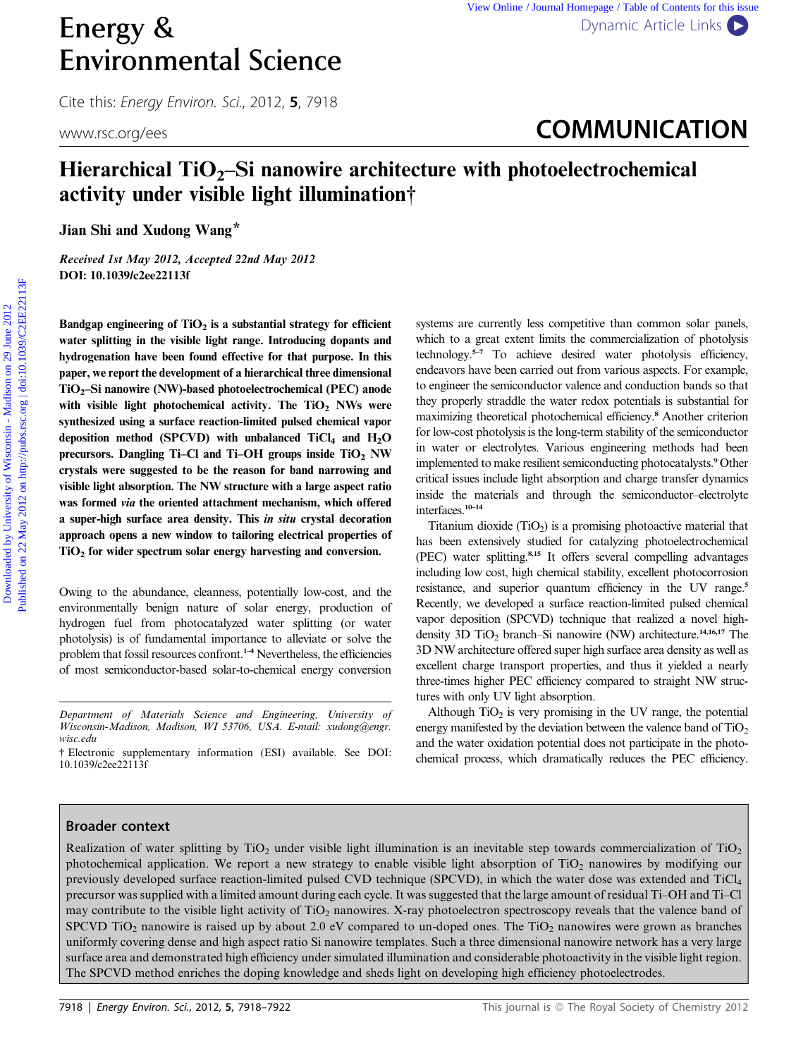# Hierarchical $TiO_2$–Si nanowire architecture with photoelectrochemical activity under visible light illumination†

Jian Shi and Xudong Wang*

*Received 1st May 2012, Accepted 22nd May 2012*

**DOI: 10.1039/c2ee22113f**

**Bandgap engineering of $TiO_2$ is a substantial strategy for efficient water splitting in the visible light range. Introducing dopants and hydrogenation have been found effective for that purpose. In this paper, we report the development of a hierarchical three dimensional $TiO_2$–Si nanowire (NW)-based photoelectrochemical (PEC) anode with visible light photochemical activity. The $TiO_2$ NWs were synthesized using a surface reaction-limited pulsed chemical vapor deposition method (SPCVD) with unbalanced $TiCl_4$ and $H_2O$ precursors. Dangling Ti–Cl and Ti–OH groups inside $TiO_2$ NW crystals were suggested to be the reason for band narrowing and visible light absorption. The NW structure with a large aspect ratio was formed *via* the oriented attachment mechanism, which offered a super-high surface area density. This *in situ* crystal decoration approach opens a new window to tailoring electrical properties of $TiO_2$ for wider spectrum solar energy harvesting and conversion.**

Owing to the abundance, cleanness, potentially low-cost, and the environmentally benign nature of solar energy, production of hydrogen fuel from photocatalyzed water splitting (or water photolysis) is of fundamental importance to alleviate or solve the problem that fossil resources confront.[1–4] Nevertheless, the efficiencies of most semiconductor-based solar-to-chemical energy conversion systems are currently less competitive than common solar panels, which to a great extent limits the commercialization of photolysis technology.[5–7] To achieve desired water photolysis efficiency, endeavors have been carried out from various aspects. For example, to engineer the semiconductor valence and conduction bands so that they properly straddle the water redox potentials is substantial for maximizing theoretical photochemical efficiency.[8] Another criterion for low-cost photolysis is the long-term stability of the semiconductor in water or electrolytes. Various engineering methods had been implemented to make resilient semiconducting photocatalysts.[9] Other critical issues include light absorption and charge transfer dynamics inside the materials and through the semiconductor–electrolyte interfaces.[10–14]

Titanium dioxide ($TiO_2$) is a promising photoactive material that has been extensively studied for catalyzing photoelectrochemical (PEC) water splitting.[8,15] It offers several compelling advantages including low cost, high chemical stability, excellent photocorrosion resistance, and superior quantum efficiency in the UV range.[5] Recently, we developed a surface reaction-limited pulsed chemical vapor deposition (SPCVD) technique that realized a novel high-density 3D $TiO_2$ branch–Si nanowire (NW) architecture.[14,16,17] The 3D NW architecture offered super high surface area density as well as excellent charge transport properties, and thus it yielded a nearly three-times higher PEC efficiency compared to straight NW structures with only UV light absorption.

Although $TiO_2$ is very promising in the UV range, the potential energy manifested by the deviation between the valence band of $TiO_2$ and the water oxidation potential does not participate in the photochemical process, which dramatically reduces the PEC efficiency.

Department of Materials Science and Engineering, University of Wisconsin-Madison, Madison, WI 53706, USA. E-mail: xudong@engr.wisc.edu

† Electronic supplementary information (ESI) available. See DOI: 10.1039/c2ee22113f

## Broader context

Realization of water splitting by $TiO_2$ under visible light illumination is an inevitable step towards commercialization of $TiO_2$ photochemical application. We report a new strategy to enable visible light absorption of $TiO_2$ nanowires by modifying our previously developed surface reaction-limited pulsed CVD technique (SPCVD), in which the water dose was extended and $TiCl_4$ precursor was supplied with a limited amount during each cycle. It was suggested that the large amount of residual Ti–OH and Ti–Cl may contribute to the visible light activity of $TiO_2$ nanowires. X-ray photoelectron spectroscopy reveals that the valence band of SPCVD $TiO_2$ nanowire is raised up by about 2.0 eV compared to un-doped ones. The $TiO_2$ nanowires were grown as branches uniformly covering dense and high aspect ratio Si nanowire templates. Such a three dimensional nanowire network has a very large surface area and demonstrated high efficiency under simulated illumination and considerable photoactivity in the visible light region. The SPCVD method enriches the doping knowledge and sheds light on developing high efficiency photoelectrodes.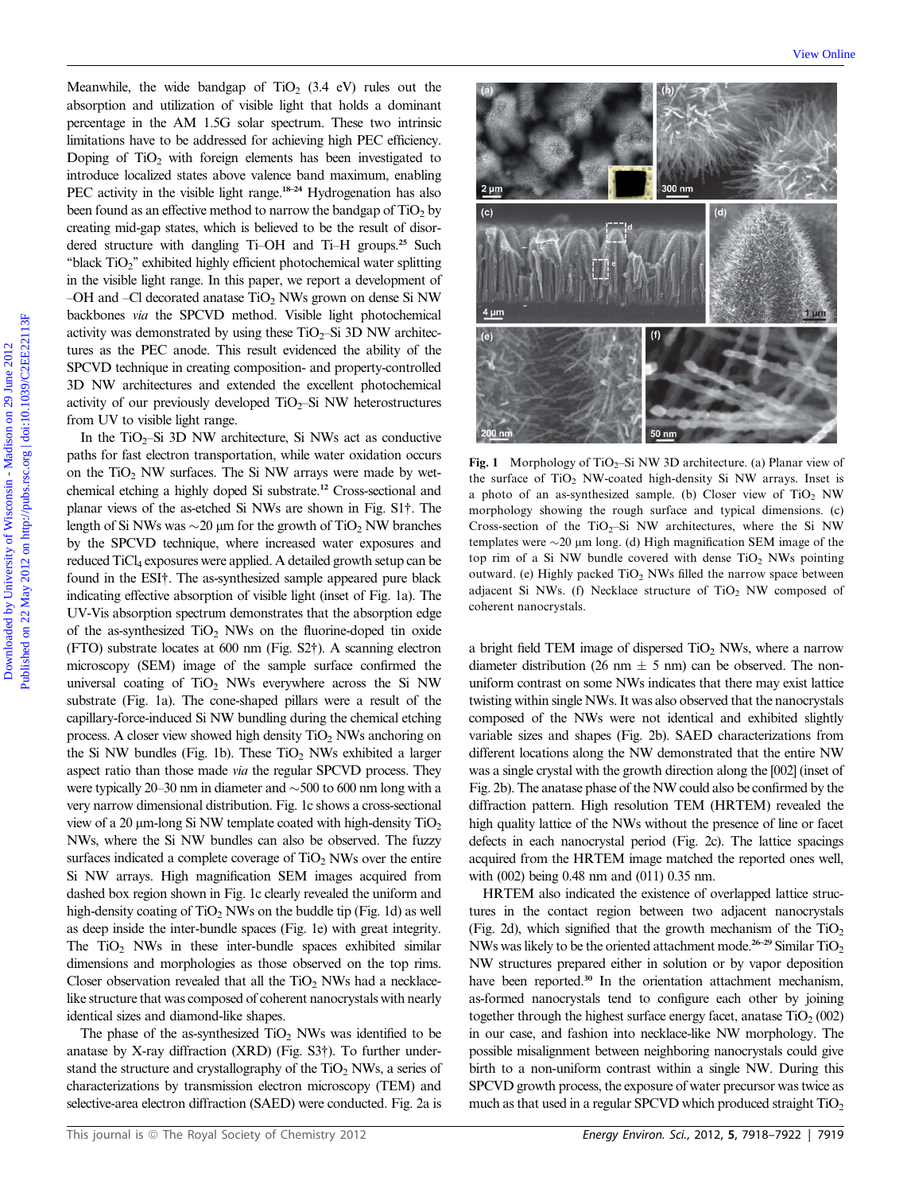Meanwhile, the wide bandgap of $TiO_2$ (3.4 eV) rules out the absorption and utilization of visible light that holds a dominant percentage in the AM 1.5G solar spectrum. These two intrinsic limitations have to be addressed for achieving high PEC efficiency. Doping of $TiO_2$ with foreign elements has been investigated to introduce localized states above valence band maximum, enabling PEC activity in the visible light range.[18–24] Hydrogenation has also been found as an effective method to narrow the bandgap of $TiO_2$ by creating mid-gap states, which is believed to be the result of disordered structure with dangling Ti–OH and Ti–H groups.[25] Such "black $TiO_2$" exhibited highly efficient photochemical water splitting in the visible light range. In this paper, we report a development of –OH and –Cl decorated anatase $TiO_2$ NWs grown on dense Si NW backbones *via* the SPCVD method. Visible light photochemical activity was demonstrated by using these $TiO_2$–Si 3D NW architectures as the PEC anode. This result evidenced the ability of the SPCVD technique in creating composition- and property-controlled 3D NW architectures and extended the excellent photochemical activity of our previously developed $TiO_2$–Si NW heterostructures from UV to visible light range.

In the $TiO_2$–Si 3D NW architecture, Si NWs act as conductive paths for fast electron transportation, while water oxidation occurs on the $TiO_2$ NW surfaces. The Si NW arrays were made by wet-chemical etching a highly doped Si substrate.[12] Cross-sectional and planar views of the as-etched Si NWs are shown in Fig. S1†. The length of Si NWs was ~20 μm for the growth of $TiO_2$ NW branches by the SPCVD technique, where increased water exposures and reduced $TiCl_4$ exposures were applied. A detailed growth setup can be found in the ESI†. The as-synthesized sample appeared pure black indicating effective absorption of visible light (inset of Fig. 1a). The UV-Vis absorption spectrum demonstrates that the absorption edge of the as-synthesized $TiO_2$ NWs on the fluorine-doped tin oxide (FTO) substrate locates at 600 nm (Fig. S2†). A scanning electron microscopy (SEM) image of the sample surface confirmed the universal coating of $TiO_2$ NWs everywhere across the Si NW substrate (Fig. 1a). The cone-shaped pillars were a result of the capillary-force-induced Si NW bundling during the chemical etching process. A closer view showed high density $TiO_2$ NWs anchoring on the Si NW bundles (Fig. 1b). These $TiO_2$ NWs exhibited a larger aspect ratio than those made *via* the regular SPCVD process. They were typically 20–30 nm in diameter and ~500 to 600 nm long with a very narrow dimensional distribution. Fig. 1c shows a cross-sectional view of a 20 μm-long Si NW template coated with high-density $TiO_2$ NWs, where the Si NW bundles can also be observed. The fuzzy surfaces indicated a complete coverage of $TiO_2$ NWs over the entire Si NW arrays. High magnification SEM images acquired from dashed box region shown in Fig. 1c clearly revealed the uniform and high-density coating of $TiO_2$ NWs on the buddle tip (Fig. 1d) as well as deep inside the inter-bundle spaces (Fig. 1e) with great integrity. The $TiO_2$ NWs in these inter-bundle spaces exhibited similar dimensions and morphologies as those observed on the top rims. Closer observation revealed that all the $TiO_2$ NWs had a necklace-like structure that was composed of coherent nanocrystals with nearly identical sizes and diamond-like shapes.

**Fig. 1** Morphology of $TiO_2$–Si NW 3D architecture. (a) Planar view of the surface of $TiO_2$ NW-coated high-density Si NW arrays. Inset is a photo of an as-synthesized sample. (b) Closer view of $TiO_2$ NW morphology showing the rough surface and typical dimensions. (c) Cross-section of the $TiO_2$–Si NW architectures, where the Si NW templates were ~20 μm long. (d) High magnification SEM image of the top rim of a Si NW bundle covered with dense $TiO_2$ NWs pointing outward. (e) Highly packed $TiO_2$ NWs filled the narrow space between adjacent Si NWs. (f) Necklace structure of $TiO_2$ NW composed of coherent nanocrystals.

The phase of the as-synthesized $TiO_2$ NWs was identified to be anatase by X-ray diffraction (XRD) (Fig. S3†). To further understand the structure and crystallography of the $TiO_2$ NWs, a series of characterizations by transmission electron microscopy (TEM) and selective-area electron diffraction (SAED) were conducted. Fig. 2a is a bright field TEM image of dispersed $TiO_2$ NWs, where a narrow diameter distribution (26 nm ± 5 nm) can be observed. The non-uniform contrast on some NWs indicates that there may exist lattice twisting within single NWs. It was also observed that the nanocrystals composed of the NWs were not identical and exhibited slightly variable sizes and shapes (Fig. 2b). SAED characterizations from different locations along the NW demonstrated that the entire NW was a single crystal with the growth direction along the [002] (inset of Fig. 2b). The anatase phase of the NW could also be confirmed by the diffraction pattern. High resolution TEM (HRTEM) revealed the high quality lattice of the NWs without the presence of line or facet defects in each nanocrystal period (Fig. 2c). The lattice spacings acquired from the HRTEM image matched the reported ones well, with (002) being 0.48 nm and (011) 0.35 nm.

HRTEM also indicated the existence of overlapped lattice structures in the contact region between two adjacent nanocrystals (Fig. 2d), which signified that the growth mechanism of the $TiO_2$ NWs was likely to be the oriented attachment mode.[26–29] Similar $TiO_2$ NW structures prepared either in solution or by vapor deposition have been reported.[30] In the orientation attachment mechanism, as-formed nanocrystals tend to configure each other by joining together through the highest surface energy facet, anatase $TiO_2$ (002) in our case, and fashion into necklace-like NW morphology. The possible misalignment between neighboring nanocrystals could give birth to a non-uniform contrast within a single NW. During this SPCVD growth process, the exposure of water precursor was twice as much as that used in a regular SPCVD which produced straight $TiO_2$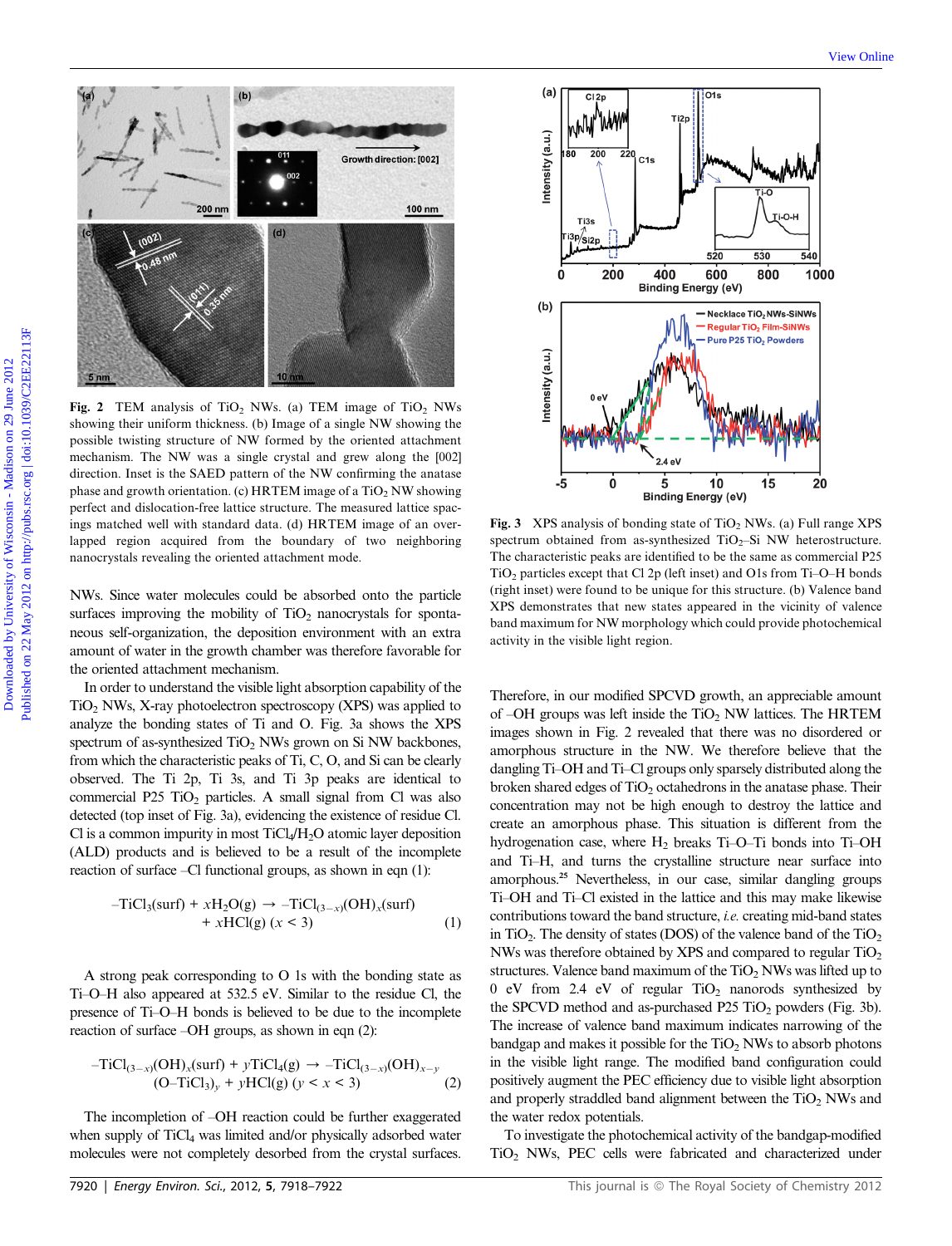**Fig. 2** TEM analysis of $TiO_2$ NWs. (a) TEM image of $TiO_2$ NWs showing their uniform thickness. (b) Image of a single NW showing the possible twisting structure of NW formed by the oriented attachment mechanism. The NW was a single crystal and grew along the [002] direction. Inset is the SAED pattern of the NW confirming the anatase phase and growth orientation. (c) HRTEM image of a $TiO_2$ NW showing perfect and dislocation-free lattice structure. The measured lattice spacings matched well with standard data. (d) HRTEM image of an overlapped region acquired from the boundary of two neighboring nanocrystals revealing the oriented attachment mode.

NWs. Since water molecules could be absorbed onto the particle surfaces improving the mobility of $TiO_2$ nanocrystals for spontaneous self-organization, the deposition environment with an extra amount of water in the growth chamber was therefore favorable for the oriented attachment mechanism.

In order to understand the visible light absorption capability of the $TiO_2$ NWs, X-ray photoelectron spectroscopy (XPS) was applied to analyze the bonding states of Ti and O. Fig. 3a shows the XPS spectrum of as-synthesized $TiO_2$ NWs grown on Si NW backbones, from which the characteristic peaks of Ti, C, O, and Si can be clearly observed. The Ti 2p, Ti 3s, and Ti 3p peaks are identical to commercial P25 $TiO_2$ particles. A small signal from Cl was also detected (top inset of Fig. 3a), evidencing the existence of residue Cl. Cl is a common impurity in most $TiCl_4/H_2O$ atomic layer deposition (ALD) products and is believed to be a result of the incomplete reaction of surface –Cl functional groups, as shown in eqn (1):

$$–TiCl_3(surf) + xH_2O(g) \rightarrow –TiCl_{(3-x)}(OH)_x(surf) + xHCl(g)\ (x < 3) \quad (1)$$

A strong peak corresponding to O 1s with the bonding state as Ti–O–H also appeared at 532.5 eV. Similar to the residue Cl, the presence of Ti–O–H bonds is believed to be due to the incomplete reaction of surface –OH groups, as shown in eqn (2):

$$–TiCl_{(3-x)}(OH)_x(surf) + yTiCl_4(g) \rightarrow –TiCl_{(3-x)}(OH)_{x-y}(O–TiCl_3)_y + yHCl(g)\ (y < x < 3) \quad (2)$$

The incompletion of –OH reaction could be further exaggerated when supply of $TiCl_4$ was limited and/or physically adsorbed water molecules were not completely desorbed from the crystal surfaces.

**Fig. 3** XPS analysis of bonding state of $TiO_2$ NWs. (a) Full range XPS spectrum obtained from as-synthesized $TiO_2$–Si NW heterostructure. The characteristic peaks are identified to be the same as commercial P25 $TiO_2$ particles except that Cl 2p (left inset) and O1s from Ti–O–H bonds (right inset) were found to be unique for this structure. (b) Valence band XPS demonstrates that new states appeared in the vicinity of valence band maximum for NW morphology which could provide photochemical activity in the visible light region.

Therefore, in our modified SPCVD growth, an appreciable amount of –OH groups was left inside the $TiO_2$ NW lattices. The HRTEM images shown in Fig. 2 revealed that there was no disordered or amorphous structure in the NW. We therefore believe that the dangling Ti–OH and Ti–Cl groups only sparsely distributed along the broken shared edges of $TiO_2$ octahedrons in the anatase phase. Their concentration may not be high enough to destroy the lattice and create an amorphous phase. This situation is different from the hydrogenation case, where $H_2$ breaks Ti–O–Ti bonds into Ti–OH and Ti–H, and turns the crystalline structure near surface into amorphous.[25] Nevertheless, in our case, similar dangling groups Ti–OH and Ti–Cl existed in the lattice and this may make likewise contributions toward the band structure, *i.e.* creating mid-band states in $TiO_2$. The density of states (DOS) of the valence band of the $TiO_2$ NWs was therefore obtained by XPS and compared to regular $TiO_2$ structures. Valence band maximum of the $TiO_2$ NWs was lifted up to 0 eV from 2.4 eV of regular $TiO_2$ nanorods synthesized by the SPCVD method and as-purchased P25 $TiO_2$ powders (Fig. 3b). The increase of valence band maximum indicates narrowing of the bandgap and makes it possible for the $TiO_2$ NWs to absorb photons in the visible light range. The modified band configuration could positively augment the PEC efficiency due to visible light absorption and properly straddled band alignment between the $TiO_2$ NWs and the water redox potentials.

To investigate the photochemical activity of the bandgap-modified $TiO_2$ NWs, PEC cells were fabricated and characterized under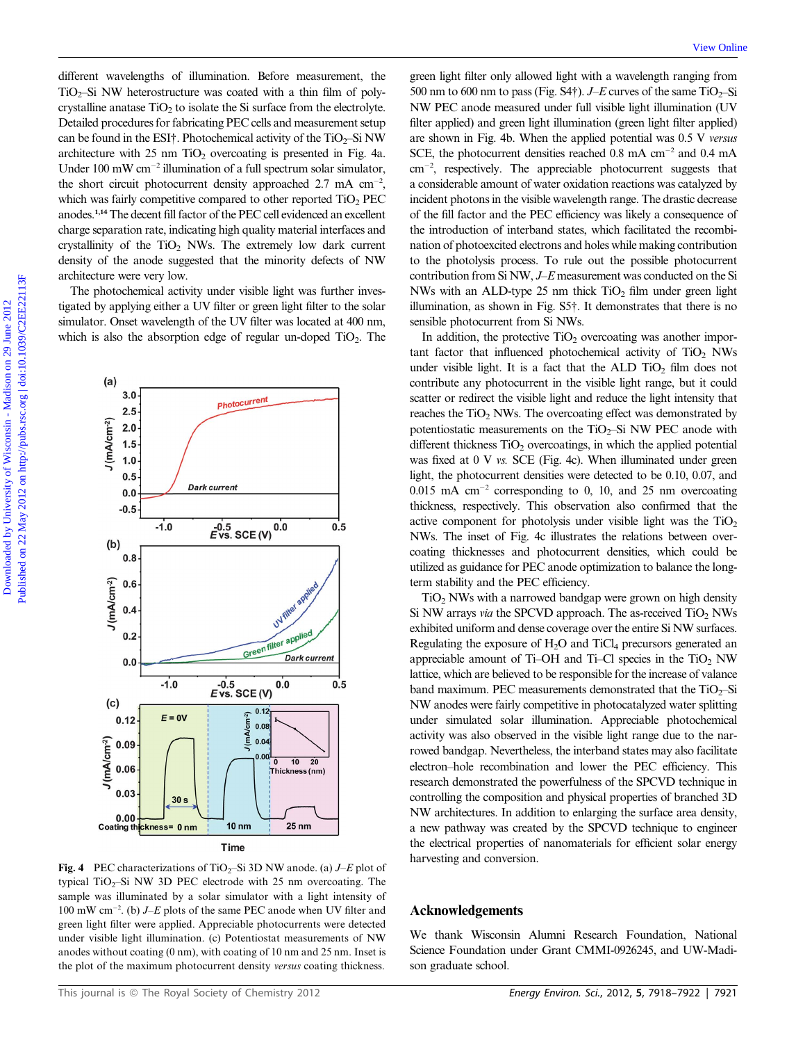different wavelengths of illumination. Before measurement, the $TiO_2$–Si NW heterostructure was coated with a thin film of polycrystalline anatase $TiO_2$ to isolate the Si surface from the electrolyte. Detailed procedures for fabricating PEC cells and measurement setup can be found in the ESI†. Photochemical activity of the $TiO_2$–Si NW architecture with 25 nm $TiO_2$ overcoating is presented in Fig. 4a. Under 100 mW $cm^{-2}$ illumination of a full spectrum solar simulator, the short circuit photocurrent density approached 2.7 mA $cm^{-2}$, which was fairly competitive compared to other reported $TiO_2$ PEC anodes.[1,14] The decent fill factor of the PEC cell evidenced an excellent charge separation rate, indicating high quality material interfaces and crystallinity of the $TiO_2$ NWs. The extremely low dark current density of the anode suggested that the minority defects of NW architecture were very low.

The photochemical activity under visible light was further investigated by applying either a UV filter or green light filter to the solar simulator. Onset wavelength of the UV filter was located at 400 nm, which is also the absorption edge of regular un-doped $TiO_2$. The green light filter only allowed light with a wavelength ranging from 500 nm to 600 nm to pass (Fig. S4†). *J*–*E* curves of the same $TiO_2$–Si NW PEC anode measured under full visible light illumination (UV filter applied) and green light illumination (green light filter applied) are shown in Fig. 4b. When the applied potential was 0.5 V *versus* SCE, the photocurrent densities reached 0.8 mA $cm^{-2}$ and 0.4 mA $cm^{-2}$, respectively. The appreciable photocurrent suggests that a considerable amount of water oxidation reactions was catalyzed by incident photons in the visible wavelength range. The drastic decrease of the fill factor and the PEC efficiency was likely a consequence of the introduction of interband states, which facilitated the recombination of photoexcited electrons and holes while making contribution to the photolysis process. To rule out the possible photocurrent contribution from Si NW, *J*–*E* measurement was conducted on the Si NWs with an ALD-type 25 nm thick $TiO_2$ film under green light illumination, as shown in Fig. S5†. It demonstrates that there is no sensible photocurrent from Si NWs.

In addition, the protective $TiO_2$ overcoating was another important factor that influenced photochemical activity of $TiO_2$ NWs under visible light. It is a fact that the ALD $TiO_2$ film does not contribute any photocurrent in the visible light range, but it could scatter or redirect the visible light and reduce the light intensity that reaches the $TiO_2$ NWs. The overcoating effect was demonstrated by potentiostatic measurements on the $TiO_2$–Si NW PEC anode with different thickness $TiO_2$ overcoatings, in which the applied potential was fixed at 0 V *vs.* SCE (Fig. 4c). When illuminated under green light, the photocurrent densities were detected to be 0.10, 0.07, and 0.015 mA $cm^{-2}$ corresponding to 0, 10, and 25 nm overcoating thickness, respectively. This observation also confirmed that the active component for photolysis under visible light was the $TiO_2$ NWs. The inset of Fig. 4c illustrates the relations between overcoating thicknesses and photocurrent densities, which could be utilized as guidance for PEC anode optimization to balance the long-term stability and the PEC efficiency.

$TiO_2$ NWs with a narrowed bandgap were grown on high density Si NW arrays *via* the SPCVD approach. The as-received $TiO_2$ NWs exhibited uniform and dense coverage over the entire Si NW surfaces. Regulating the exposure of $H_2O$ and $TiCl_4$ precursors generated an appreciable amount of Ti–OH and Ti–Cl species in the $TiO_2$ NW lattice, which are believed to be responsible for the increase of valance band maximum. PEC measurements demonstrated that the $TiO_2$–Si NW anodes were fairly competitive in photocatalyzed water splitting under simulated solar illumination. Appreciable photochemical activity was also observed in the visible light range due to the narrowed bandgap. Nevertheless, the interband states may also facilitate electron–hole recombination and lower the PEC efficiency. This research demonstrated the powerfulness of the SPCVD technique in controlling the composition and physical properties of branched 3D NW architectures. In addition to enlarging the surface area density, a new pathway was created by the SPCVD technique to engineer the electrical properties of nanomaterials for efficient solar energy harvesting and conversion.

**Fig. 4** PEC characterizations of $TiO_2$–Si 3D NW anode. (a) *J*–*E* plot of typical $TiO_2$–Si NW 3D PEC electrode with 25 nm overcoating. The sample was illuminated by a solar simulator with a light intensity of 100 mW $cm^{-2}$. (b) *J*–*E* plots of the same PEC anode when UV filter and green light filter were applied. Appreciable photocurrents were detected under visible light illumination. (c) Potentiostat measurements of NW anodes without coating (0 nm), with coating of 10 nm and 25 nm. Inset is the plot of the maximum photocurrent density *versus* coating thickness.

## Acknowledgements

We thank Wisconsin Alumni Research Foundation, National Science Foundation under Grant CMMI-0926245, and UW-Madison graduate school.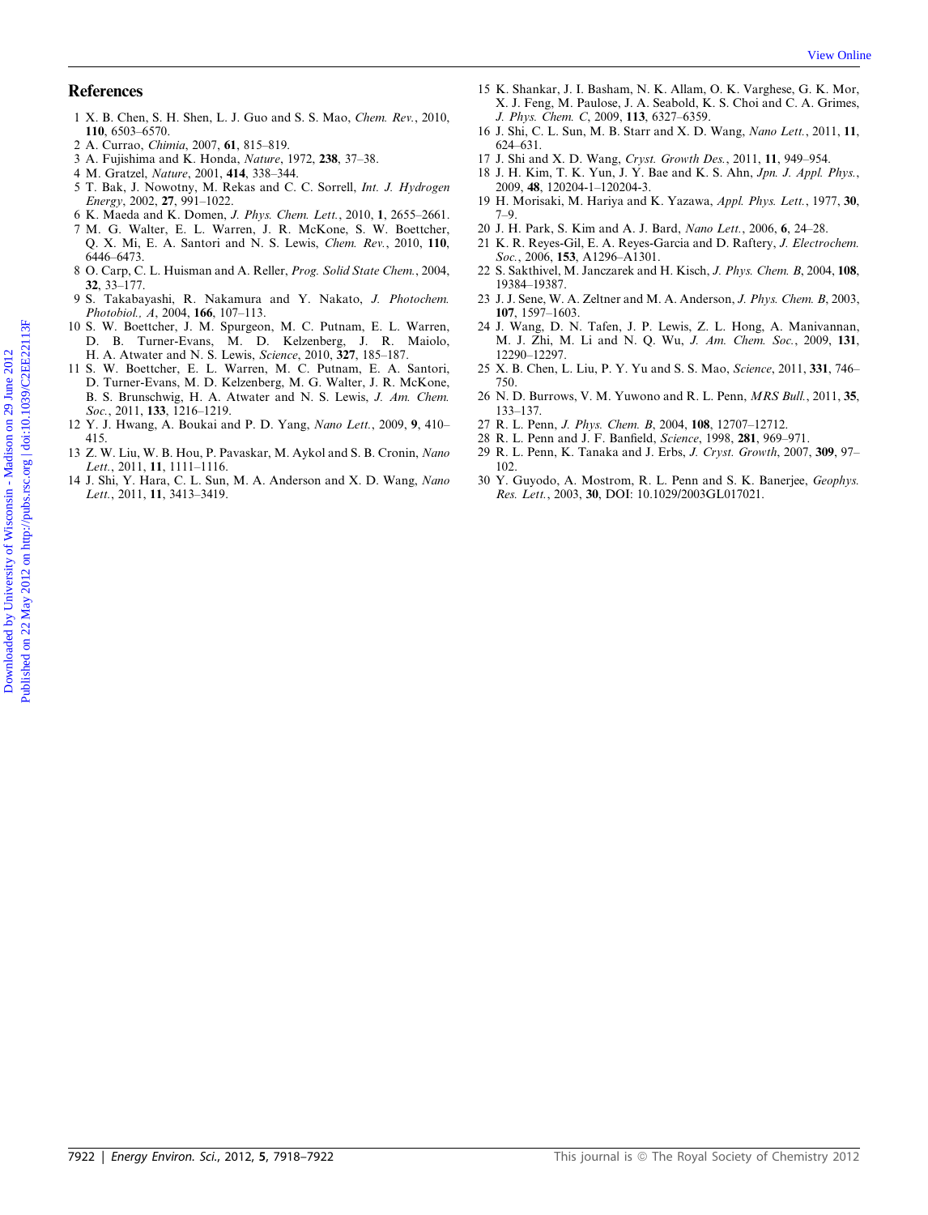## References

1. X. B. Chen, S. H. Shen, L. J. Guo and S. S. Mao, *Chem. Rev.*, 2010, **110**, 6503–6570.
2. A. Currao, *Chimia*, 2007, **61**, 815–819.
3. A. Fujishima and K. Honda, *Nature*, 1972, **238**, 37–38.
4. M. Gratzel, *Nature*, 2001, **414**, 338–344.
5. T. Bak, J. Nowotny, M. Rekas and C. C. Sorrell, *Int. J. Hydrogen Energy*, 2002, **27**, 991–1022.
6. K. Maeda and K. Domen, *J. Phys. Chem. Lett.*, 2010, **1**, 2655–2661.
7. M. G. Walter, E. L. Warren, J. R. McKone, S. W. Boettcher, Q. X. Mi, E. A. Santori and N. S. Lewis, *Chem. Rev.*, 2010, **110**, 6446–6473.
8. O. Carp, C. L. Huisman and A. Reller, *Prog. Solid State Chem.*, 2004, **32**, 33–177.
9. S. Takabayashi, R. Nakamura and Y. Nakato, *J. Photochem. Photobiol., A*, 2004, **166**, 107–113.
10. S. W. Boettcher, J. M. Spurgeon, M. C. Putnam, E. L. Warren, D. B. Turner-Evans, M. D. Kelzenberg, J. R. Maiolo, H. A. Atwater and N. S. Lewis, *Science*, 2010, **327**, 185–187.
11. S. W. Boettcher, E. L. Warren, M. C. Putnam, E. A. Santori, D. Turner-Evans, M. D. Kelzenberg, M. G. Walter, J. R. McKone, B. S. Brunschwig, H. A. Atwater and N. S. Lewis, *J. Am. Chem. Soc.*, 2011, **133**, 1216–1219.
12. Y. J. Hwang, A. Boukai and P. D. Yang, *Nano Lett.*, 2009, **9**, 410–415.
13. Z. W. Liu, W. B. Hou, P. Pavaskar, M. Aykol and S. B. Cronin, *Nano Lett.*, 2011, **11**, 1111–1116.
14. J. Shi, Y. Hara, C. L. Sun, M. A. Anderson and X. D. Wang, *Nano Lett.*, 2011, **11**, 3413–3419.
15. K. Shankar, J. I. Basham, N. K. Allam, O. K. Varghese, G. K. Mor, X. J. Feng, M. Paulose, J. A. Seabold, K. S. Choi and C. A. Grimes, *J. Phys. Chem. C*, 2009, **113**, 6327–6359.
16. J. Shi, C. L. Sun, M. B. Starr and X. D. Wang, *Nano Lett.*, 2011, **11**, 624–631.
17. J. Shi and X. D. Wang, *Cryst. Growth Des.*, 2011, **11**, 949–954.
18. J. H. Kim, T. K. Yun, J. Y. Bae and K. S. Ahn, *Jpn. J. Appl. Phys.*, 2009, **48**, 120204-1–120204-3.
19. H. Morisaki, M. Hariya and K. Yazawa, *Appl. Phys. Lett.*, 1977, **30**, 7–9.
20. J. H. Park, S. Kim and A. J. Bard, *Nano Lett.*, 2006, **6**, 24–28.
21. K. R. Reyes-Gil, E. A. Reyes-Garcia and D. Raftery, *J. Electrochem. Soc.*, 2006, **153**, A1296–A1301.
22. S. Sakthivel, M. Janczarek and H. Kisch, *J. Phys. Chem. B*, 2004, **108**, 19384–19387.
23. J. J. Sene, W. A. Zeltner and M. A. Anderson, *J. Phys. Chem. B*, 2003, **107**, 1597–1603.
24. J. Wang, D. N. Tafen, J. P. Lewis, Z. L. Hong, A. Manivannan, M. J. Zhi, M. Li and N. Q. Wu, *J. Am. Chem. Soc.*, 2009, **131**, 12290–12297.
25. X. B. Chen, L. Liu, P. Y. Yu and S. S. Mao, *Science*, 2011, **331**, 746–750.
26. N. D. Burrows, V. M. Yuwono and R. L. Penn, *MRS Bull.*, 2011, **35**, 133–137.
27. R. L. Penn, *J. Phys. Chem. B*, 2004, **108**, 12707–12712.
28. R. L. Penn and J. F. Banfield, *Science*, 1998, **281**, 969–971.
29. R. L. Penn, K. Tanaka and J. Erbs, *J. Cryst. Growth*, 2007, **309**, 97–102.
30. Y. Guyodo, A. Mostrom, R. L. Penn and S. K. Banerjee, *Geophys. Res. Lett.*, 2003, **30**, DOI: 10.1029/2003GL017021.